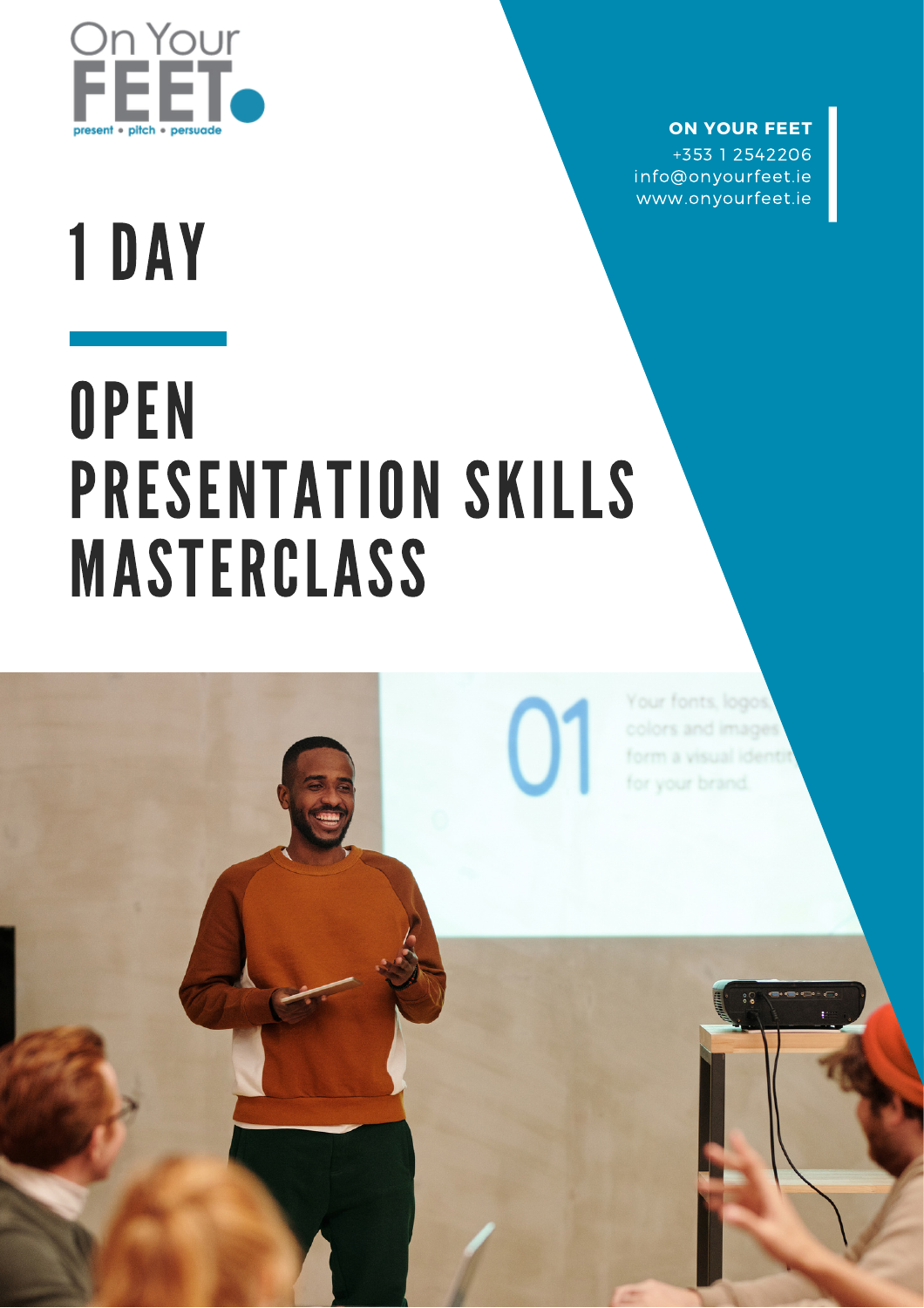On Your FEET

present • pitch • persuade

**ON YOUR FEET**
+353 1 2542206
info@onyourfeet.ie
www.onyourfeet.ie

# 1 DAY

# OPEN PRESENTATION SKILLS MASTERCLASS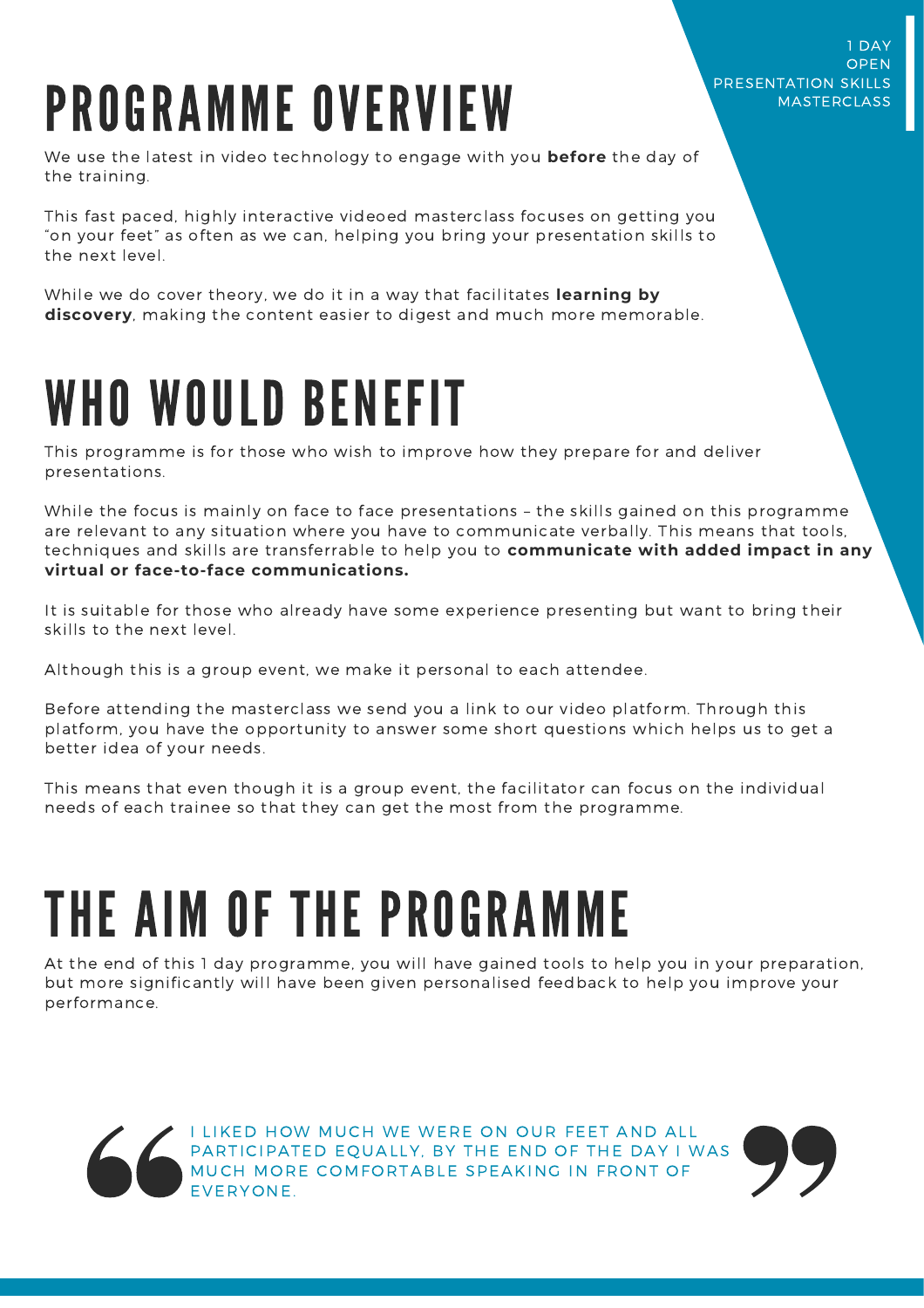1 DAY
OPEN
PRESENTATION SKILLS
MASTERCLASS

# PROGRAMME OVERVIEW

We use the latest in video technology to engage with you **before** the day of the training.

This fast paced, highly interactive videoed masterclass focuses on getting you "on your feet" as often as we can, helping you bring your presentation skills to the next level.

While we do cover theory, we do it in a way that facilitates **learning by discovery**, making the content easier to digest and much more memorable.

# WHO WOULD BENEFIT

This programme is for those who wish to improve how they prepare for and deliver presentations.

While the focus is mainly on face to face presentations – the skills gained on this programme are relevant to any situation where you have to communicate verbally. This means that tools, techniques and skills are transferrable to help you to **communicate with added impact in any virtual or face-to-face communications.**

It is suitable for those who already have some experience presenting but want to bring their skills to the next level.

Although this is a group event, we make it personal to each attendee.

Before attending the masterclass we send you a link to our video platform. Through this platform, you have the opportunity to answer some short questions which helps us to get a better idea of your needs.

This means that even though it is a group event, the facilitator can focus on the individual needs of each trainee so that they can get the most from the programme.

# THE AIM OF THE PROGRAMME

At the end of this 1 day programme, you will have gained tools to help you in your preparation, but more significantly will have been given personalised feedback to help you improve your performance.

> "I LIKED HOW MUCH WE WERE ON OUR FEET AND ALL PARTICIPATED EQUALLY, BY THE END OF THE DAY I WAS MUCH MORE COMFORTABLE SPEAKING IN FRONT OF EVERYONE."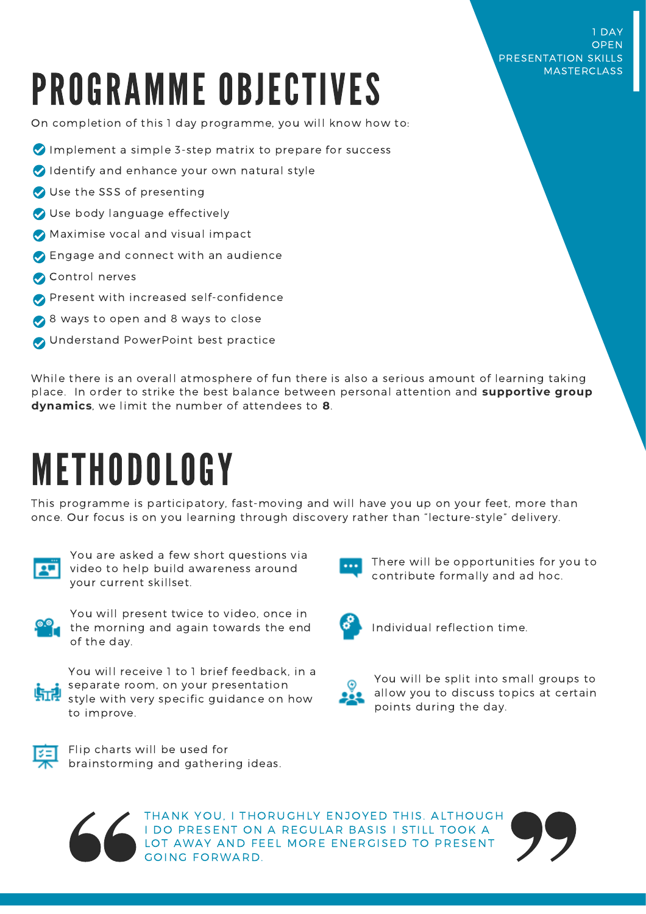1 DAY
OPEN
PRESENTATION SKILLS
MASTERCLASS

# PROGRAMME OBJECTIVES

On completion of this 1 day programme, you will know how to:

- Implement a simple 3-step matrix to prepare for success
- Identify and enhance your own natural style
- Use the SSS of presenting
- Use body language effectively
- Maximise vocal and visual impact
- Engage and connect with an audience
- Control nerves
- Present with increased self-confidence
- 8 ways to open and 8 ways to close
- Understand PowerPoint best practice

While there is an overall atmosphere of fun there is also a serious amount of learning taking place. In order to strike the best balance between personal attention and **supportive group dynamics**, we limit the number of attendees to **8**.

# METHODOLOGY

This programme is participatory, fast-moving and will have you up on your feet, more than once. Our focus is on you learning through discovery rather than "lecture-style" delivery.

- You are asked a few short questions via video to help build awareness around your current skillset.
- You will present twice to video, once in the morning and again towards the end of the day.
- You will receive 1 to 1 brief feedback, in a separate room, on your presentation style with very specific guidance on how to improve.
- Flip charts will be used for brainstorming and gathering ideas.
- There will be opportunities for you to contribute formally and ad hoc.
- Individual reflection time.
- You will be split into small groups to allow you to discuss topics at certain points during the day.

> THANK YOU, I THORUGHLY ENJOYED THIS. ALTHOUGH I DO PRESENT ON A REGULAR BASIS I STILL TOOK A LOT AWAY AND FEEL MORE ENERGISED TO PRESENT GOING FORWARD.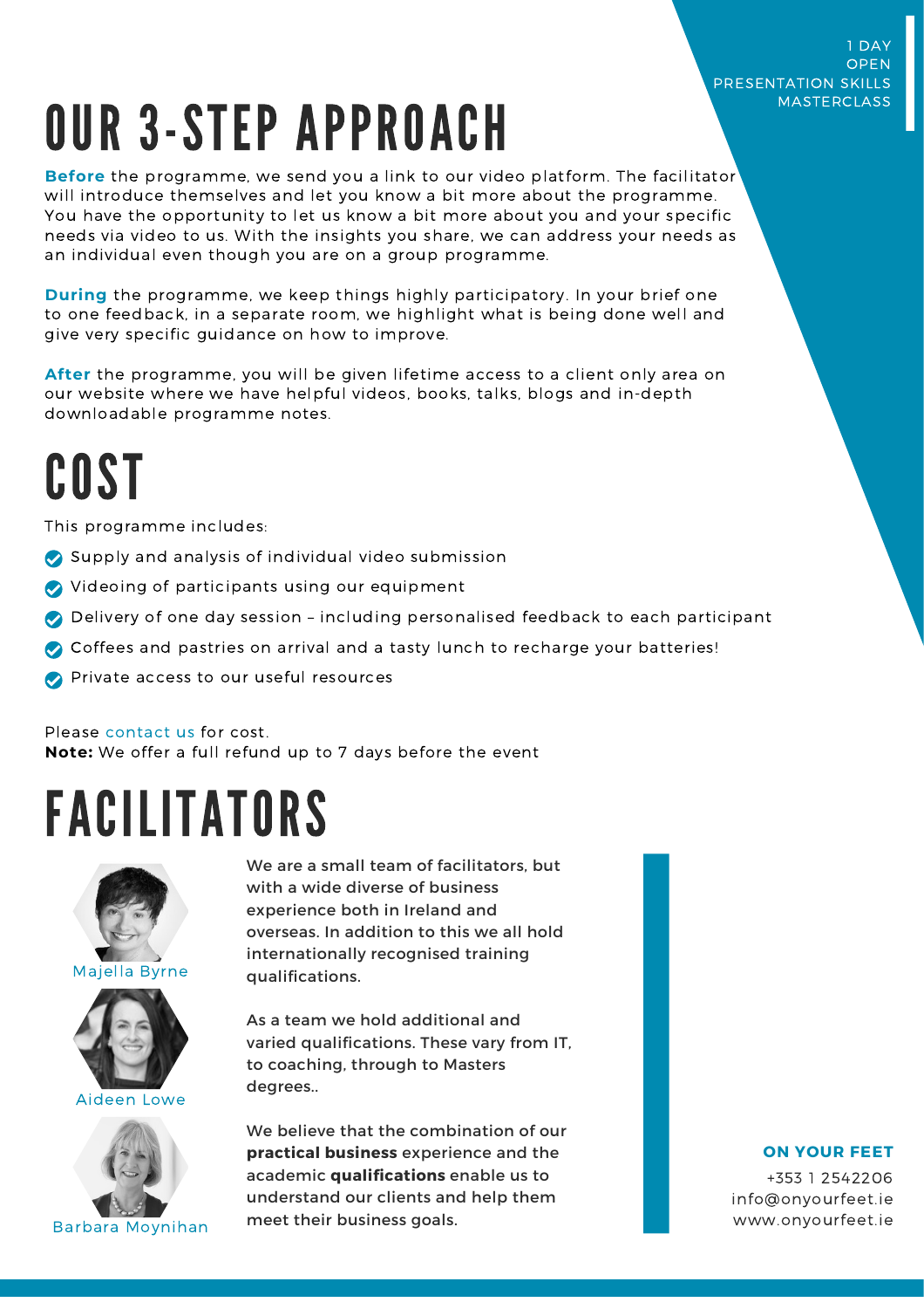1 DAY
OPEN
PRESENTATION SKILLS
MASTERCLASS

# OUR 3-STEP APPROACH

**Before** the programme, we send you a link to our video platform. The facilitator will introduce themselves and let you know a bit more about the programme. You have the opportunity to let us know a bit more about you and your specific needs via video to us. With the insights you share, we can address your needs as an individual even though you are on a group programme.

**During** the programme, we keep things highly participatory. In your brief one to one feedback, in a separate room, we highlight what is being done well and give very specific guidance on how to improve.

**After** the programme, you will be given lifetime access to a client only area on our website where we have helpful videos, books, talks, blogs and in-depth downloadable programme notes.

# COST

This programme includes:

- Supply and analysis of individual video submission
- Videoing of participants using our equipment
- Delivery of one day session – including personalised feedback to each participant
- Coffees and pastries on arrival and a tasty lunch to recharge your batteries!
- Private access to our useful resources

Please contact us for cost.
**Note:** We offer a full refund up to 7 days before the event

# FACILITATORS

Majella Byrne

Aideen Lowe

Barbara Moynihan

We are a small team of facilitators, but with a wide diverse of business experience both in Ireland and overseas. In addition to this we all hold internationally recognised training qualifications.

As a team we hold additional and varied qualifications. These vary from IT, to coaching, through to Masters degrees..

We believe that the combination of our **practical business** experience and the academic **qualifications** enable us to understand our clients and help them meet their business goals.

**ON YOUR FEET**
+353 1 2542206
info@onyourfeet.ie
www.onyourfeet.ie